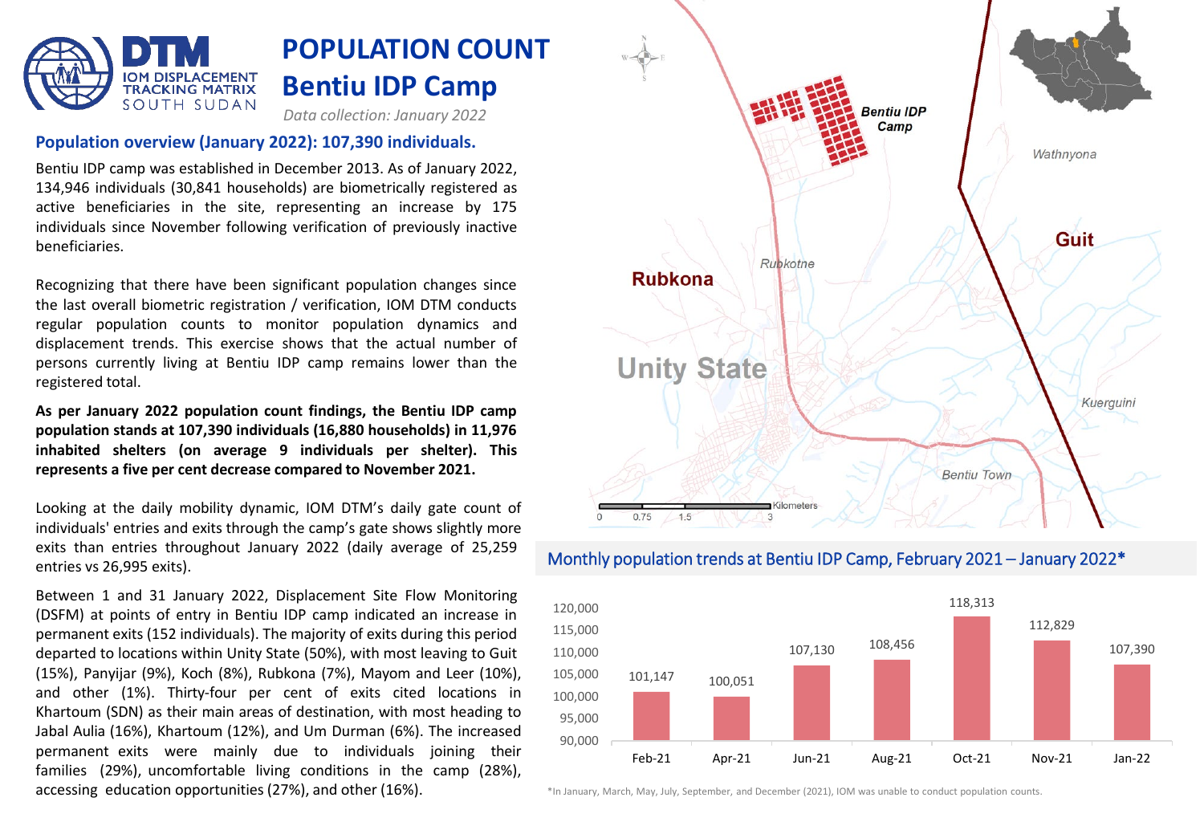# POPULATION COUNT
# Bentiu IDP Camp

*Data collection: January 2022*

## Population overview (January 2022): 107,390 individuals.

Bentiu IDP camp was established in December 2013. As of January 2022, 134,946 individuals (30,841 households) are biometrically registered as active beneficiaries in the site, representing an increase by 175 individuals since November following verification of previously inactive beneficiaries.

Recognizing that there have been significant population changes since the last overall biometric registration / verification, IOM DTM conducts regular population counts to monitor population dynamics and displacement trends. This exercise shows that the actual number of persons currently living at Bentiu IDP camp remains lower than the registered total.

**As per January 2022 population count findings, the Bentiu IDP camp population stands at 107,390 individuals (16,880 households) in 11,976 inhabited shelters (on average 9 individuals per shelter). This represents a five per cent decrease compared to November 2021.**

Looking at the daily mobility dynamic, IOM DTM's daily gate count of individuals' entries and exits through the camp's gate shows slightly more exits than entries throughout January 2022 (daily average of 25,259 entries vs 26,995 exits).

Between 1 and 31 January 2022, Displacement Site Flow Monitoring (DSFM) at points of entry in Bentiu IDP camp indicated an increase in permanent exits (152 individuals). The majority of exits during this period departed to locations within Unity State (50%), with most leaving to Guit (15%), Panyijar (9%), Koch (8%), Rubkona (7%), Mayom and Leer (10%), and other (1%). Thirty-four per cent of exits cited locations in Khartoum (SDN) as their main areas of destination, with most heading to Jabal Aulia (16%), Khartoum (12%), and Um Durman (6%). The increased permanent exits were mainly due to individuals joining their families (29%), uncomfortable living conditions in the camp (28%), accessing education opportunities (27%), and other (16%).

## Monthly population trends at Bentiu IDP Camp, February 2021 – January 2022*

| Month | Population |
|---|---|
| Feb-21 | 101,147 |
| Apr-21 | 100,051 |
| Jun-21 | 107,130 |
| Aug-21 | 108,456 |
| Oct-21 | 118,313 |
| Nov-21 | 112,829 |
| Jan-22 | 107,390 |

*In January, March, May, July, September, and December (2021), IOM was unable to conduct population counts.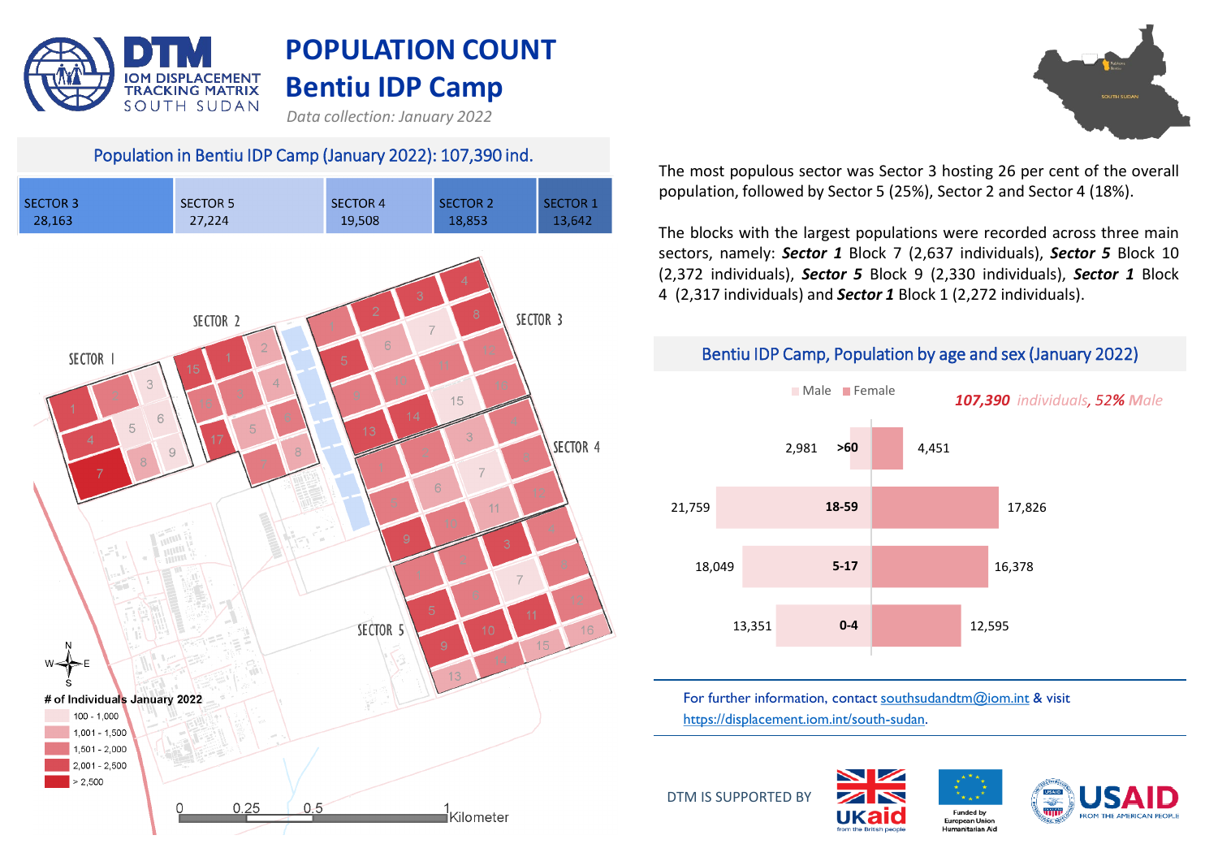# POPULATION COUNT

# Bentiu IDP Camp

*Data collection: January 2022*

## Population in Bentiu IDP Camp (January 2022): 107,390 ind.

SECTOR 3
28,163

SECTOR 5
27,224

SECTOR 4
19,508

SECTOR 2
18,853

SECTOR 1
13,642

SECTOR 1
SECTOR 2
SECTOR 3
SECTOR 4
SECTOR 5

\# of Individuals January 2022
100 - 1,000
1,001 - 1,500
1,501 - 2,000
2,001 - 2,500
> 2,500

0 0.25 0.5 1 Kilometer

The most populous sector was Sector 3 hosting 26 per cent of the overall population, followed by Sector 5 (25%), Sector 2 and Sector 4 (18%).

The blocks with the largest populations were recorded across three main sectors, namely: ***Sector 1*** Block 7 (2,637 individuals), ***Sector 5*** Block 10 (2,372 individuals), ***Sector 5*** Block 9 (2,330 individuals), ***Sector 1*** Block 4 (2,317 individuals) and ***Sector 1*** Block 1 (2,272 individuals).

## Bentiu IDP Camp, Population by age and sex (January 2022)

Male Female

***107,390*** *individuals*, ***52%*** *Male*

>60: 2,981 | 4,451
18-59: 21,759 | 17,826
5-17: 18,049 | 16,378
0-4: 13,351 | 12,595

For further information, contact southsudandtm@iom.int & visit https://displacement.iom.int/south-sudan.

DTM IS SUPPORTED BY